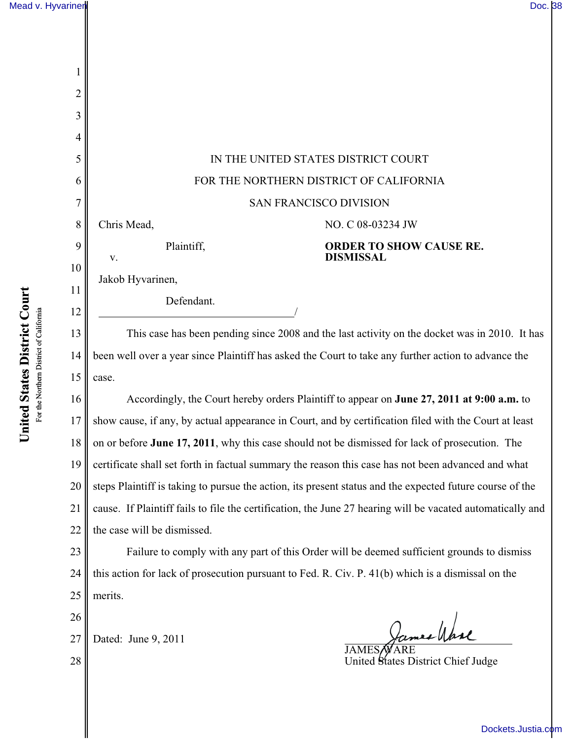IN THE UNITED STATES DISTRICT COURT

FOR THE NORTHERN DISTRICT OF CALIFORNIA

SAN FRANCISCO DIVISION

Chris Mead,

Plaintiff,

v.

Jakob Hyvarinen,

Defendant.

NO. C 08-03234 JW

**ORDER TO SHOW CAUSE RE. DISMISSAL**

This case has been pending since 2008 and the last activity on the docket was in 2010. It has been well over a year since Plaintiff has asked the Court to take any further action to advance the case.

Accordingly, the Court hereby orders Plaintiff to appear on **June 27, 2011 at 9:00 a.m.** to show cause, if any, by actual appearance in Court, and by certification filed with the Court at least on or before **June 17, 2011**, why this case should not be dismissed for lack of prosecution. The certificate shall set forth in factual summary the reason this case has not been advanced and what steps Plaintiff is taking to pursue the action, its present status and the expected future course of the cause. If Plaintiff fails to file the certification, the June 27 hearing will be vacated automatically and the case will be dismissed.

Failure to comply with any part of this Order will be deemed sufficient grounds to dismiss this action for lack of prosecution pursuant to Fed. R. Civ. P. 41(b) which is a dismissal on the merits.

Dated: June 9, 2011

JAMES WARE
United States District Chief Judge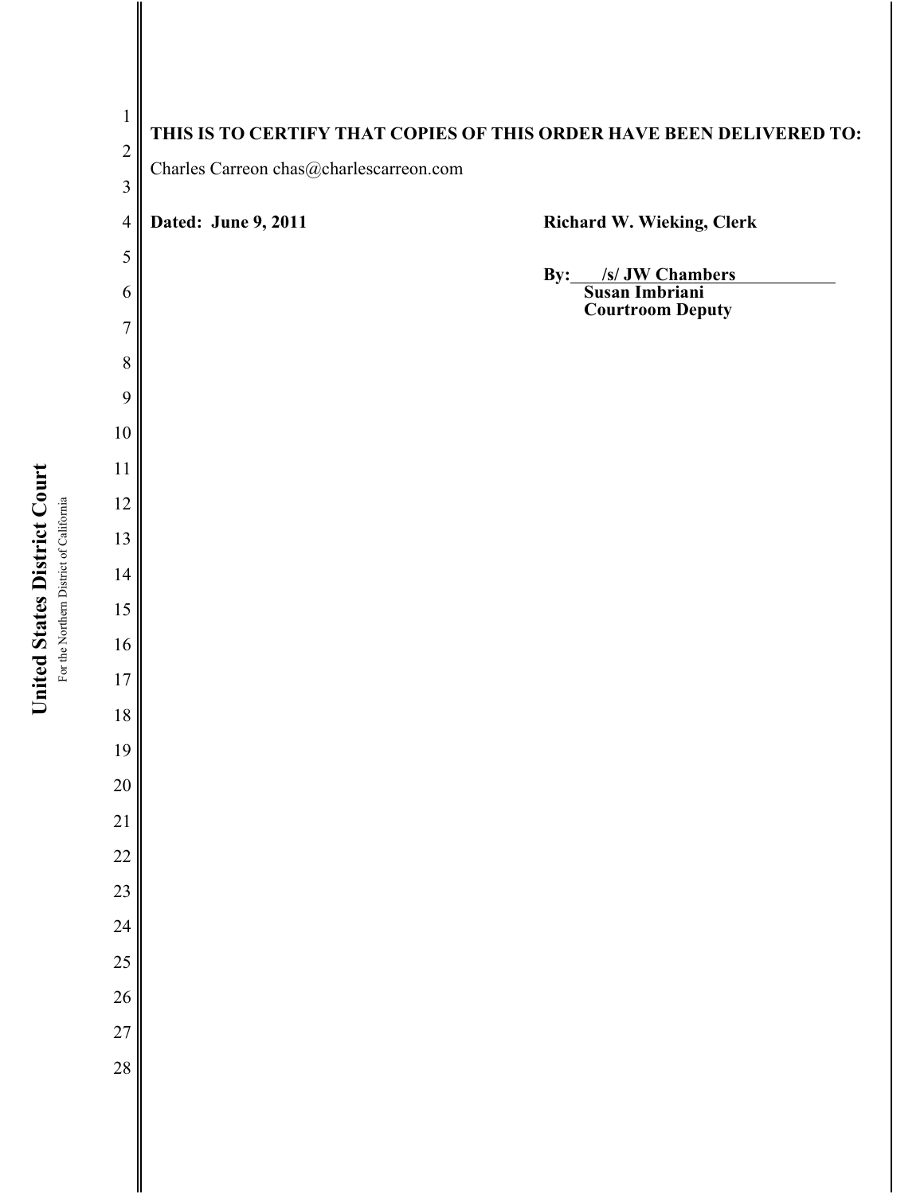**THIS IS TO CERTIFY THAT COPIES OF THIS ORDER HAVE BEEN DELIVERED TO:**

Charles Carreon chas@charlescarreon.com

**Dated: June 9, 2011**

**Richard W. Wieking, Clerk**

**By: /s/ JW Chambers**
**Susan Imbriani**
**Courtroom Deputy**